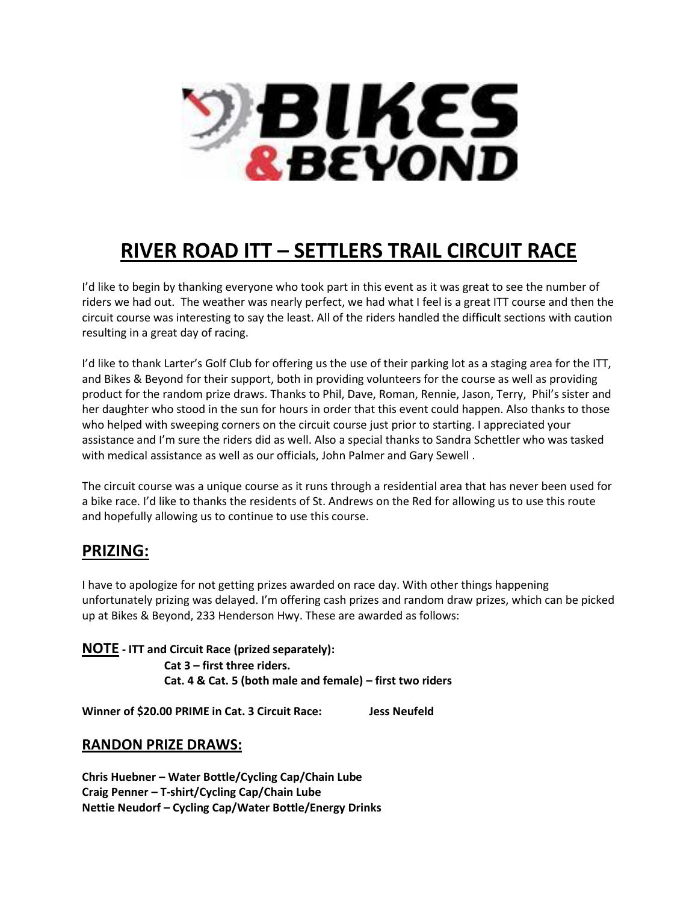# RIVER ROAD ITT – SETTLERS TRAIL CIRCUIT RACE

I'd like to begin by thanking everyone who took part in this event as it was great to see the number of riders we had out. The weather was nearly perfect, we had what I feel is a great ITT course and then the circuit course was interesting to say the least. All of the riders handled the difficult sections with caution resulting in a great day of racing.

I'd like to thank Larter's Golf Club for offering us the use of their parking lot as a staging area for the ITT, and Bikes & Beyond for their support, both in providing volunteers for the course as well as providing product for the random prize draws. Thanks to Phil, Dave, Roman, Rennie, Jason, Terry, Phil's sister and her daughter who stood in the sun for hours in order that this event could happen. Also thanks to those who helped with sweeping corners on the circuit course just prior to starting. I appreciated your assistance and I'm sure the riders did as well. Also a special thanks to Sandra Schettler who was tasked with medical assistance as well as our officials, John Palmer and Gary Sewell .

The circuit course was a unique course as it runs through a residential area that has never been used for a bike race. I'd like to thanks the residents of St. Andrews on the Red for allowing us to use this route and hopefully allowing us to continue to use this course.

## PRIZING:

I have to apologize for not getting prizes awarded on race day. With other things happening unfortunately prizing was delayed. I'm offering cash prizes and random draw prizes, which can be picked up at Bikes & Beyond, 233 Henderson Hwy. These are awarded as follows:

**NOTE - ITT and Circuit Race (prized separately):**
**Cat 3 – first three riders.**
**Cat. 4 & Cat. 5 (both male and female) – first two riders**

**Winner of $20.00 PRIME in Cat. 3 Circuit Race: Jess Neufeld**

## RANDON PRIZE DRAWS:

**Chris Huebner – Water Bottle/Cycling Cap/Chain Lube**
**Craig Penner – T-shirt/Cycling Cap/Chain Lube**
**Nettie Neudorf – Cycling Cap/Water Bottle/Energy Drinks**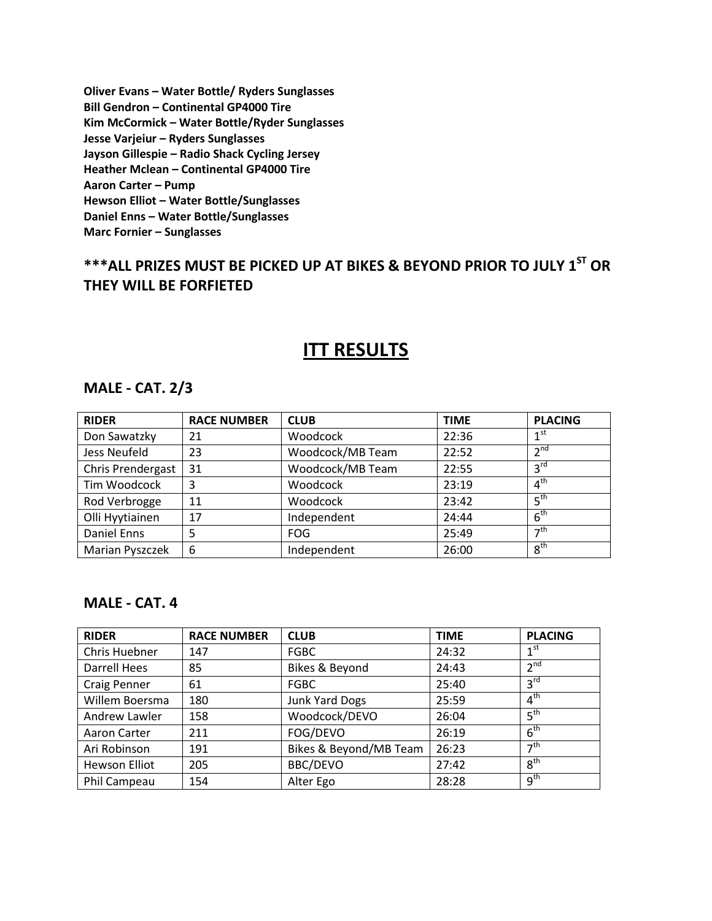**Oliver Evans – Water Bottle/ Ryders Sunglasses**
**Bill Gendron – Continental GP4000 Tire**
**Kim McCormick – Water Bottle/Ryder Sunglasses**
**Jesse Varjeiur – Ryders Sunglasses**
**Jayson Gillespie – Radio Shack Cycling Jersey**
**Heather Mclean – Continental GP4000 Tire**
**Aaron Carter – Pump**
**Hewson Elliot – Water Bottle/Sunglasses**
**Daniel Enns – Water Bottle/Sunglasses**
**Marc Fornier – Sunglasses**

### ***ALL PRIZES MUST BE PICKED UP AT BIKES & BEYOND PRIOR TO JULY 1ST OR THEY WILL BE FORFIETED

# ITT RESULTS

## MALE - CAT. 2/3

| RIDER | RACE NUMBER | CLUB | TIME | PLACING |
|---|---|---|---|---|
| Don Sawatzky | 21 | Woodcock | 22:36 | 1st |
| Jess Neufeld | 23 | Woodcock/MB Team | 22:52 | 2nd |
| Chris Prendergast | 31 | Woodcock/MB Team | 22:55 | 3rd |
| Tim Woodcock | 3 | Woodcock | 23:19 | 4th |
| Rod Verbrogge | 11 | Woodcock | 23:42 | 5th |
| Olli Hyytiainen | 17 | Independent | 24:44 | 6th |
| Daniel Enns | 5 | FOG | 25:49 | 7th |
| Marian Pyszczek | 6 | Independent | 26:00 | 8th |

## MALE - CAT. 4

| RIDER | RACE NUMBER | CLUB | TIME | PLACING |
|---|---|---|---|---|
| Chris Huebner | 147 | FGBC | 24:32 | 1st |
| Darrell Hees | 85 | Bikes & Beyond | 24:43 | 2nd |
| Craig Penner | 61 | FGBC | 25:40 | 3rd |
| Willem Boersma | 180 | Junk Yard Dogs | 25:59 | 4th |
| Andrew Lawler | 158 | Woodcock/DEVO | 26:04 | 5th |
| Aaron Carter | 211 | FOG/DEVO | 26:19 | 6th |
| Ari Robinson | 191 | Bikes & Beyond/MB Team | 26:23 | 7th |
| Hewson Elliot | 205 | BBC/DEVO | 27:42 | 8th |
| Phil Campeau | 154 | Alter Ego | 28:28 | 9th |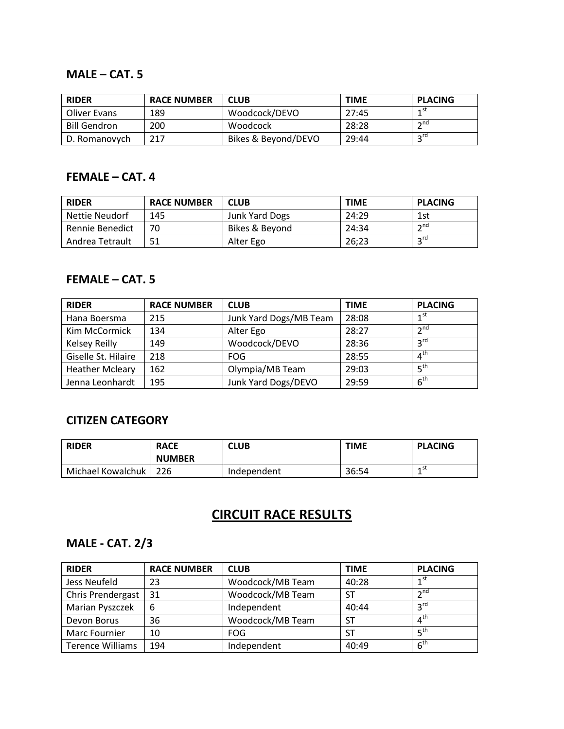## MALE – CAT. 5

| RIDER | RACE NUMBER | CLUB | TIME | PLACING |
|---|---|---|---|---|
| Oliver Evans | 189 | Woodcock/DEVO | 27:45 | 1st |
| Bill Gendron | 200 | Woodcock | 28:28 | 2nd |
| D. Romanovych | 217 | Bikes & Beyond/DEVO | 29:44 | 3rd |

## FEMALE – CAT. 4

| RIDER | RACE NUMBER | CLUB | TIME | PLACING |
|---|---|---|---|---|
| Nettie Neudorf | 145 | Junk Yard Dogs | 24:29 | 1st |
| Rennie Benedict | 70 | Bikes & Beyond | 24:34 | 2nd |
| Andrea Tetrault | 51 | Alter Ego | 26;23 | 3rd |

## FEMALE – CAT. 5

| RIDER | RACE NUMBER | CLUB | TIME | PLACING |
|---|---|---|---|---|
| Hana Boersma | 215 | Junk Yard Dogs/MB Team | 28:08 | 1st |
| Kim McCormick | 134 | Alter Ego | 28:27 | 2nd |
| Kelsey Reilly | 149 | Woodcock/DEVO | 28:36 | 3rd |
| Giselle St. Hilaire | 218 | FOG | 28:55 | 4th |
| Heather Mcleary | 162 | Olympia/MB Team | 29:03 | 5th |
| Jenna Leonhardt | 195 | Junk Yard Dogs/DEVO | 29:59 | 6th |

## CITIZEN CATEGORY

| RIDER | RACE NUMBER | CLUB | TIME | PLACING |
|---|---|---|---|---|
| Michael Kowalchuk | 226 | Independent | 36:54 | 1st |

# CIRCUIT RACE RESULTS

## MALE - CAT. 2/3

| RIDER | RACE NUMBER | CLUB | TIME | PLACING |
|---|---|---|---|---|
| Jess Neufeld | 23 | Woodcock/MB Team | 40:28 | 1st |
| Chris Prendergast | 31 | Woodcock/MB Team | ST | 2nd |
| Marian Pyszczek | 6 | Independent | 40:44 | 3rd |
| Devon Borus | 36 | Woodcock/MB Team | ST | 4th |
| Marc Fournier | 10 | FOG | ST | 5th |
| Terence Williams | 194 | Independent | 40:49 | 6th |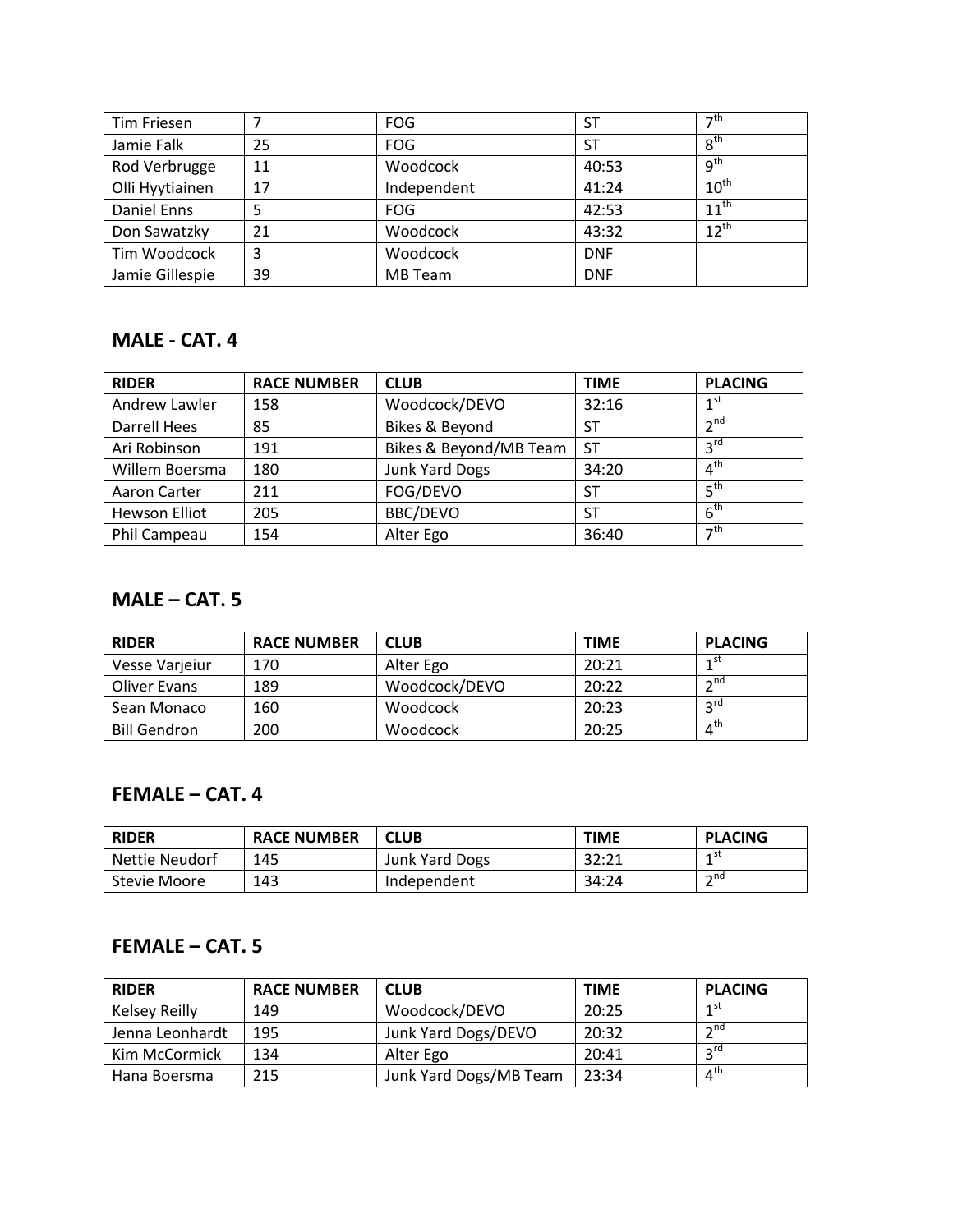| | | | | |
|---|---|---|---|---|
| Tim Friesen | 7 | FOG | ST | 7th |
| Jamie Falk | 25 | FOG | ST | 8th |
| Rod Verbrugge | 11 | Woodcock | 40:53 | 9th |
| Olli Hyytiainen | 17 | Independent | 41:24 | 10th |
| Daniel Enns | 5 | FOG | 42:53 | 11th |
| Don Sawatzky | 21 | Woodcock | 43:32 | 12th |
| Tim Woodcock | 3 | Woodcock | DNF | |
| Jamie Gillespie | 39 | MB Team | DNF | |

## MALE - CAT. 4

| RIDER | RACE NUMBER | CLUB | TIME | PLACING |
|---|---|---|---|---|
| Andrew Lawler | 158 | Woodcock/DEVO | 32:16 | 1st |
| Darrell Hees | 85 | Bikes & Beyond | ST | 2nd |
| Ari Robinson | 191 | Bikes & Beyond/MB Team | ST | 3rd |
| Willem Boersma | 180 | Junk Yard Dogs | 34:20 | 4th |
| Aaron Carter | 211 | FOG/DEVO | ST | 5th |
| Hewson Elliot | 205 | BBC/DEVO | ST | 6th |
| Phil Campeau | 154 | Alter Ego | 36:40 | 7th |

## MALE – CAT. 5

| RIDER | RACE NUMBER | CLUB | TIME | PLACING |
|---|---|---|---|---|
| Vesse Varjeiur | 170 | Alter Ego | 20:21 | 1st |
| Oliver Evans | 189 | Woodcock/DEVO | 20:22 | 2nd |
| Sean Monaco | 160 | Woodcock | 20:23 | 3rd |
| Bill Gendron | 200 | Woodcock | 20:25 | 4th |

## FEMALE – CAT. 4

| RIDER | RACE NUMBER | CLUB | TIME | PLACING |
|---|---|---|---|---|
| Nettie Neudorf | 145 | Junk Yard Dogs | 32:21 | 1st |
| Stevie Moore | 143 | Independent | 34:24 | 2nd |

## FEMALE – CAT. 5

| RIDER | RACE NUMBER | CLUB | TIME | PLACING |
|---|---|---|---|---|
| Kelsey Reilly | 149 | Woodcock/DEVO | 20:25 | 1st |
| Jenna Leonhardt | 195 | Junk Yard Dogs/DEVO | 20:32 | 2nd |
| Kim McCormick | 134 | Alter Ego | 20:41 | 3rd |
| Hana Boersma | 215 | Junk Yard Dogs/MB Team | 23:34 | 4th |